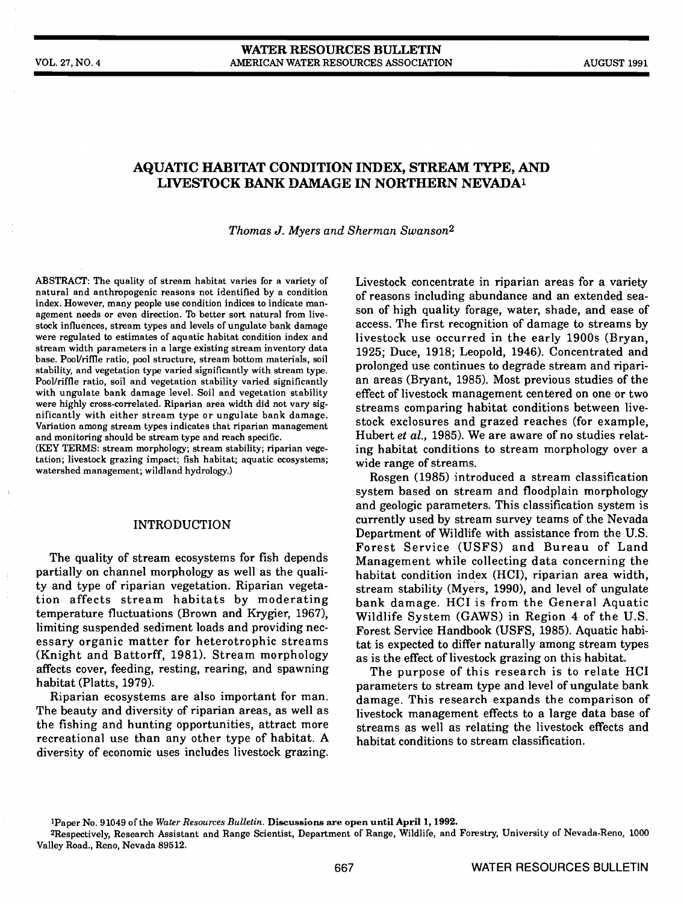# AQUATIC HABITAT CONDITION INDEX, STREAM TYPE, AND LIVESTOCK BANK DAMAGE IN NORTHERN NEVADA[1]

*Thomas J. Myers and Sherman Swanson*[2]

ABSTRACT: The quality of stream habitat varies for a variety of natural and anthropogenic reasons not identified by a condition index. However, many people use condition indices to indicate management needs or even direction. To better sort natural from livestock influences, stream types and levels of ungulate bank damage were regulated to estimates of aquatic habitat condition index and stream width parameters in a large existing stream inventory data base. Pool/riffle ratio, pool structure, stream bottom materials, soil stability, and vegetation type varied significantly with stream type. Pool/riffle ratio, soil and vegetation stability varied significantly with ungulate bank damage level. Soil and vegetation stability were highly cross-correlated. Riparian area width did not vary significantly with either stream type or ungulate bank damage. Variation among stream types indicates that riparian management and monitoring should be stream type and reach specific.

(KEY TERMS: stream morphology; stream stability; riparian vegetation; livestock grazing impact; fish habitat; aquatic ecosystems; watershed management; wildland hydrology.)

## INTRODUCTION

The quality of stream ecosystems for fish depends partially on channel morphology as well as the quality and type of riparian vegetation. Riparian vegetation affects stream habitats by moderating temperature fluctuations (Brown and Krygier, 1967), limiting suspended sediment loads and providing necessary organic matter for heterotrophic streams (Knight and Battorff, 1981). Stream morphology affects cover, feeding, resting, rearing, and spawning habitat (Platts, 1979).

Riparian ecosystems are also important for man. The beauty and diversity of riparian areas, as well as the fishing and hunting opportunities, attract more recreational use than any other type of habitat. A diversity of economic uses includes livestock grazing. Livestock concentrate in riparian areas for a variety of reasons including abundance and an extended season of high quality forage, water, shade, and ease of access. The first recognition of damage to streams by livestock use occurred in the early 1900s (Bryan, 1925; Duce, 1918; Leopold, 1946). Concentrated and prolonged use continues to degrade stream and riparian areas (Bryant, 1985). Most previous studies of the effect of livestock management centered on one or two streams comparing habitat conditions between livestock exclosures and grazed reaches (for example, Hubert *et al.*, 1985). We are aware of no studies relating habitat conditions to stream morphology over a wide range of streams.

Rosgen (1985) introduced a stream classification system based on stream and floodplain morphology and geologic parameters. This classification system is currently used by stream survey teams of the Nevada Department of Wildlife with assistance from the U.S. Forest Service (USFS) and Bureau of Land Management while collecting data concerning the habitat condition index (HCI), riparian area width, stream stability (Myers, 1990), and level of ungulate bank damage. HCI is from the General Aquatic Wildlife System (GAWS) in Region 4 of the U.S. Forest Service Handbook (USFS, 1985). Aquatic habitat is expected to differ naturally among stream types as is the effect of livestock grazing on this habitat.

The purpose of this research is to relate HCI parameters to stream type and level of ungulate bank damage. This research expands the comparison of livestock management effects to a large data base of streams as well as relating the livestock effects and habitat conditions to stream classification.

[1]Paper No. 91049 of the *Water Resources Bulletin*. **Discussions are open until April 1, 1992.**

[2]Respectively, Research Assistant and Range Scientist, Department of Range, Wildlife, and Forestry, University of Nevada-Reno, 1000 Valley Road., Reno, Nevada 89512.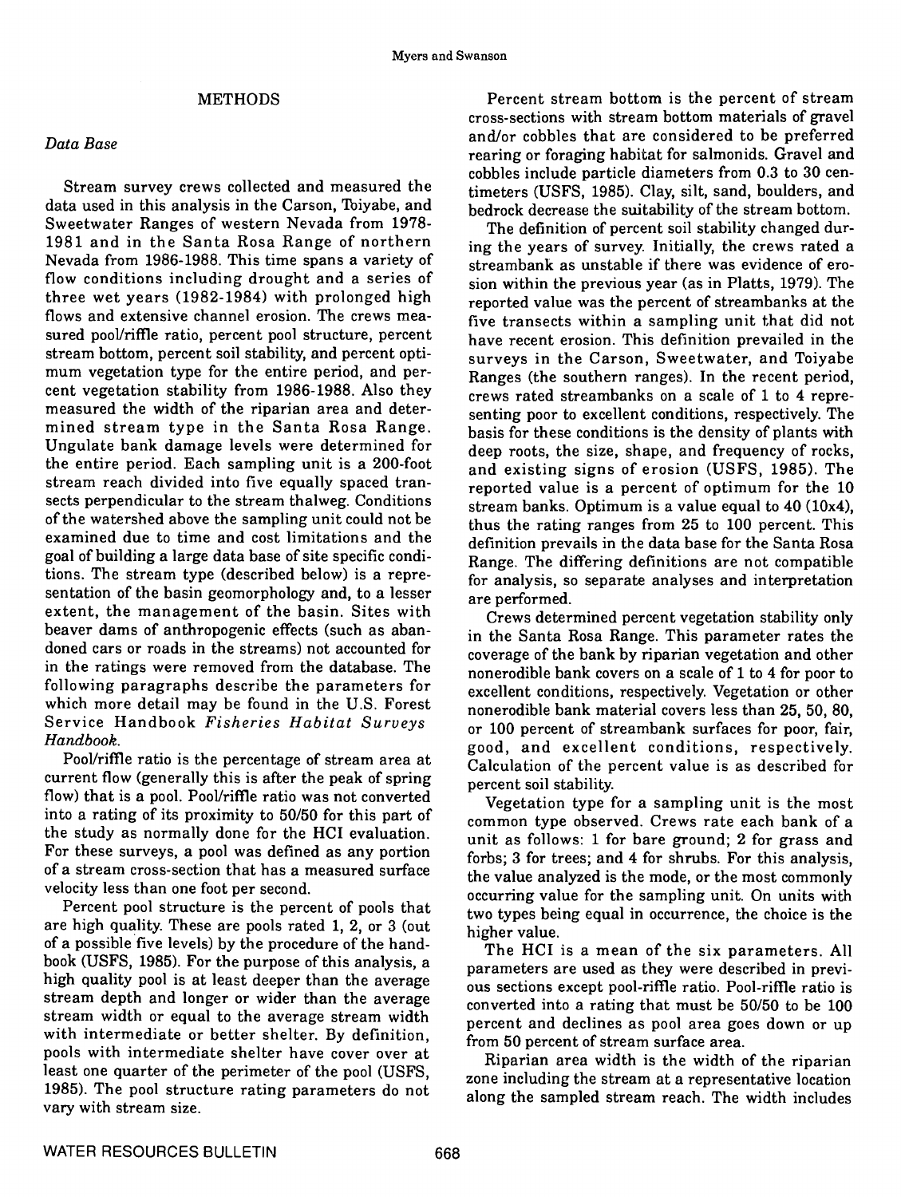## METHODS

### *Data Base*

Stream survey crews collected and measured the data used in this analysis in the Carson, Toiyabe, and Sweetwater Ranges of western Nevada from 1978-1981 and in the Santa Rosa Range of northern Nevada from 1986-1988. This time spans a variety of flow conditions including drought and a series of three wet years (1982-1984) with prolonged high flows and extensive channel erosion. The crews measured pool/riffle ratio, percent pool structure, percent stream bottom, percent soil stability, and percent optimum vegetation type for the entire period, and percent vegetation stability from 1986-1988. Also they measured the width of the riparian area and determined stream type in the Santa Rosa Range. Ungulate bank damage levels were determined for the entire period. Each sampling unit is a 200-foot stream reach divided into five equally spaced transects perpendicular to the stream thalweg. Conditions of the watershed above the sampling unit could not be examined due to time and cost limitations and the goal of building a large data base of site specific conditions. The stream type (described below) is a representation of the basin geomorphology and, to a lesser extent, the management of the basin. Sites with beaver dams of anthropogenic effects (such as abandoned cars or roads in the streams) not accounted for in the ratings were removed from the database. The following paragraphs describe the parameters for which more detail may be found in the U.S. Forest Service Handbook *Fisheries Habitat Surveys Handbook*.

Pool/riffle ratio is the percentage of stream area at current flow (generally this is after the peak of spring flow) that is a pool. Pool/riffle ratio was not converted into a rating of its proximity to 50/50 for this part of the study as normally done for the HCI evaluation. For these surveys, a pool was defined as any portion of a stream cross-section that has a measured surface velocity less than one foot per second.

Percent pool structure is the percent of pools that are high quality. These are pools rated 1, 2, or 3 (out of a possible five levels) by the procedure of the handbook (USFS, 1985). For the purpose of this analysis, a high quality pool is at least deeper than the average stream depth and longer or wider than the average stream width or equal to the average stream width with intermediate or better shelter. By definition, pools with intermediate shelter have cover over at least one quarter of the perimeter of the pool (USFS, 1985). The pool structure rating parameters do not vary with stream size.

Percent stream bottom is the percent of stream cross-sections with stream bottom materials of gravel and/or cobbles that are considered to be preferred rearing or foraging habitat for salmonids. Gravel and cobbles include particle diameters from 0.3 to 30 centimeters (USFS, 1985). Clay, silt, sand, boulders, and bedrock decrease the suitability of the stream bottom.

The definition of percent soil stability changed during the years of survey. Initially, the crews rated a streambank as unstable if there was evidence of erosion within the previous year (as in Platts, 1979). The reported value was the percent of streambanks at the five transects within a sampling unit that did not have recent erosion. This definition prevailed in the surveys in the Carson, Sweetwater, and Toiyabe Ranges (the southern ranges). In the recent period, crews rated streambanks on a scale of 1 to 4 representing poor to excellent conditions, respectively. The basis for these conditions is the density of plants with deep roots, the size, shape, and frequency of rocks, and existing signs of erosion (USFS, 1985). The reported value is a percent of optimum for the 10 stream banks. Optimum is a value equal to 40 (10x4), thus the rating ranges from 25 to 100 percent. This definition prevails in the data base for the Santa Rosa Range. The differing definitions are not compatible for analysis, so separate analyses and interpretation are performed.

Crews determined percent vegetation stability only in the Santa Rosa Range. This parameter rates the coverage of the bank by riparian vegetation and other nonerodible bank covers on a scale of 1 to 4 for poor to excellent conditions, respectively. Vegetation or other nonerodible bank material covers less than 25, 50, 80, or 100 percent of streambank surfaces for poor, fair, good, and excellent conditions, respectively. Calculation of the percent value is as described for percent soil stability.

Vegetation type for a sampling unit is the most common type observed. Crews rate each bank of a unit as follows: 1 for bare ground; 2 for grass and forbs; 3 for trees; and 4 for shrubs. For this analysis, the value analyzed is the mode, or the most commonly occurring value for the sampling unit. On units with two types being equal in occurrence, the choice is the higher value.

The HCI is a mean of the six parameters. All parameters are used as they were described in previous sections except pool-riffle ratio. Pool-riffle ratio is converted into a rating that must be 50/50 to be 100 percent and declines as pool area goes down or up from 50 percent of stream surface area.

Riparian area width is the width of the riparian zone including the stream at a representative location along the sampled stream reach. The width includes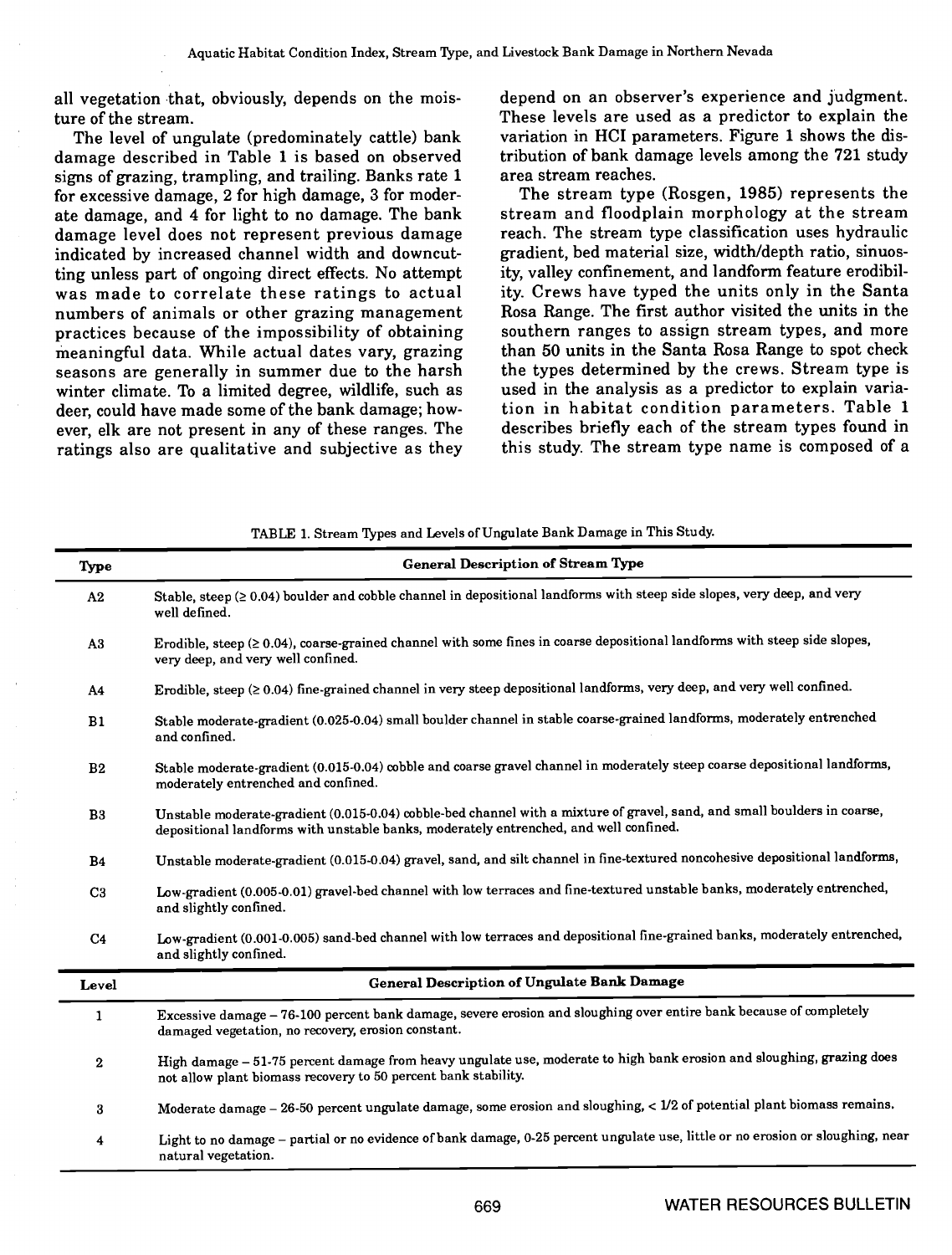all vegetation that, obviously, depends on the moisture of the stream.

The level of ungulate (predominately cattle) bank damage described in Table 1 is based on observed signs of grazing, trampling, and trailing. Banks rate 1 for excessive damage, 2 for high damage, 3 for moderate damage, and 4 for light to no damage. The bank damage level does not represent previous damage indicated by increased channel width and downcutting unless part of ongoing direct effects. No attempt was made to correlate these ratings to actual numbers of animals or other grazing management practices because of the impossibility of obtaining meaningful data. While actual dates vary, grazing seasons are generally in summer due to the harsh winter climate. To a limited degree, wildlife, such as deer, could have made some of the bank damage; however, elk are not present in any of these ranges. The ratings also are qualitative and subjective as they depend on an observer's experience and judgment. These levels are used as a predictor to explain the variation in HCI parameters. Figure 1 shows the distribution of bank damage levels among the 721 study area stream reaches.

The stream type (Rosgen, 1985) represents the stream and floodplain morphology at the stream reach. The stream type classification uses hydraulic gradient, bed material size, width/depth ratio, sinuosity, valley confinement, and landform feature erodibility. Crews have typed the units only in the Santa Rosa Range. The first author visited the units in the southern ranges to assign stream types, and more than 50 units in the Santa Rosa Range to spot check the types determined by the crews. Stream type is used in the analysis as a predictor to explain variation in habitat condition parameters. Table 1 describes briefly each of the stream types found in this study. The stream type name is composed of a

TABLE 1. Stream Types and Levels of Ungulate Bank Damage in This Study.

| Type | General Description of Stream Type |
|---|---|
| A2 | Stable, steep (≥ 0.04) boulder and cobble channel in depositional landforms with steep side slopes, very deep, and very well defined. |
| A3 | Erodible, steep (≥ 0.04), coarse-grained channel with some fines in coarse depositional landforms with steep side slopes, very deep, and very well confined. |
| A4 | Erodible, steep (≥ 0.04) fine-grained channel in very steep depositional landforms, very deep, and very well confined. |
| B1 | Stable moderate-gradient (0.025-0.04) small boulder channel in stable coarse-grained landforms, moderately entrenched and confined. |
| B2 | Stable moderate-gradient (0.015-0.04) cobble and coarse gravel channel in moderately steep coarse depositional landforms, moderately entrenched and confined. |
| B3 | Unstable moderate-gradient (0.015-0.04) cobble-bed channel with a mixture of gravel, sand, and small boulders in coarse, depositional landforms with unstable banks, moderately entrenched, and well confined. |
| B4 | Unstable moderate-gradient (0.015-0.04) gravel, sand, and silt channel in fine-textured noncohesive depositional landforms, |
| C3 | Low-gradient (0.005-0.01) gravel-bed channel with low terraces and fine-textured unstable banks, moderately entrenched, and slightly confined. |
| C4 | Low-gradient (0.001-0.005) sand-bed channel with low terraces and depositional fine-grained banks, moderately entrenched, and slightly confined. |
| **Level** | **General Description of Ungulate Bank Damage** |
| 1 | Excessive damage – 76-100 percent bank damage, severe erosion and sloughing over entire bank because of completely damaged vegetation, no recovery, erosion constant. |
| 2 | High damage – 51-75 percent damage from heavy ungulate use, moderate to high bank erosion and sloughing, grazing does not allow plant biomass recovery to 50 percent bank stability. |
| 3 | Moderate damage – 26-50 percent ungulate damage, some erosion and sloughing, < 1/2 of potential plant biomass remains. |
| 4 | Light to no damage – partial or no evidence of bank damage, 0-25 percent ungulate use, little or no erosion or sloughing, near natural vegetation. |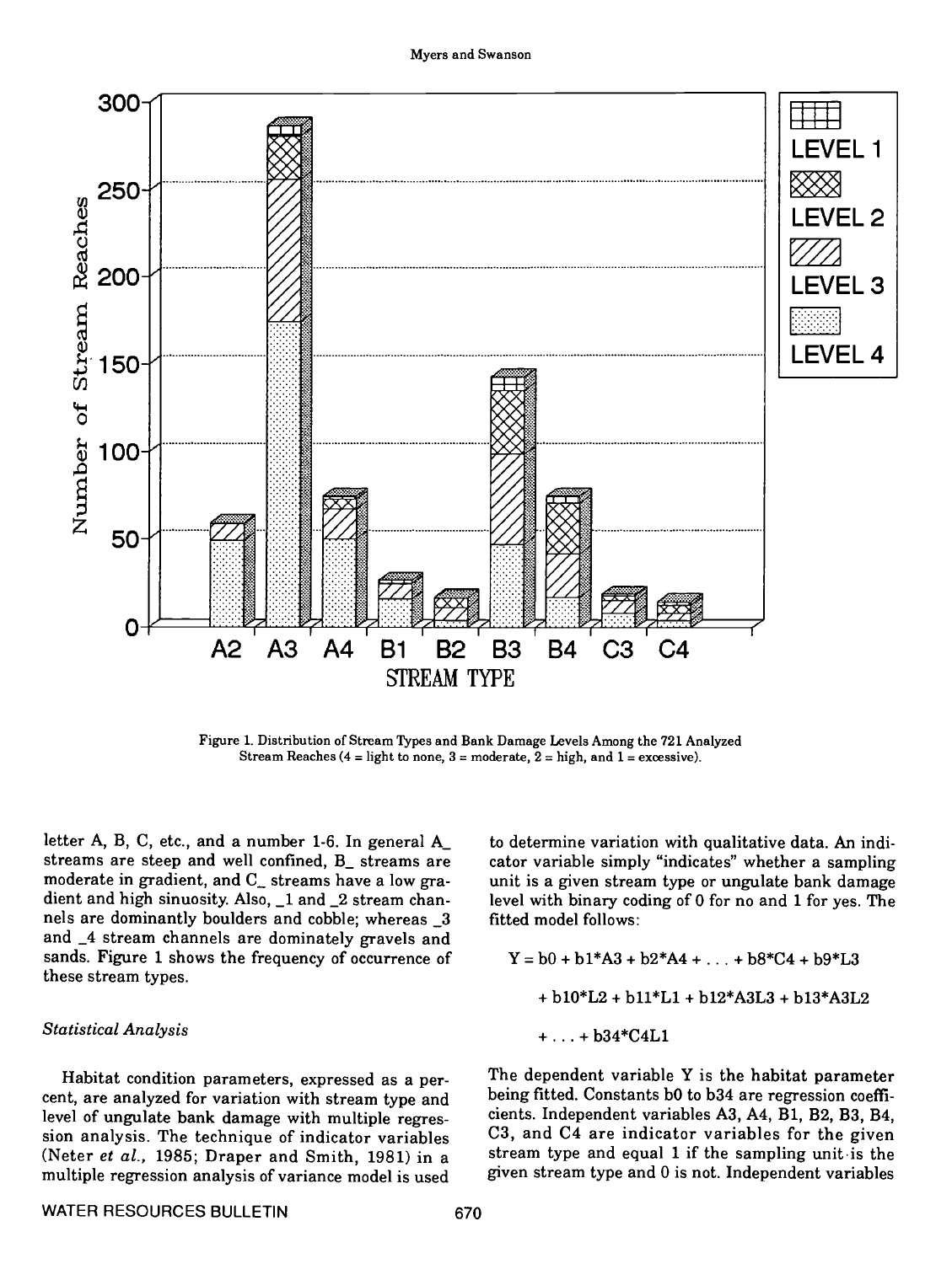Figure 1. Distribution of Stream Types and Bank Damage Levels Among the 721 Analyzed Stream Reaches (4 = light to none, 3 = moderate, 2 = high, and 1 = excessive).

letter A, B, C, etc., and a number 1-6. In general A_ streams are steep and well confined, B_ streams are moderate in gradient, and C_ streams have a low gradient and high sinuosity. Also, _1 and _2 stream channels are dominantly boulders and cobble; whereas _3 and _4 stream channels are dominately gravels and sands. Figure 1 shows the frequency of occurrence of these stream types.

*Statistical Analysis*

Habitat condition parameters, expressed as a percent, are analyzed for variation with stream type and level of ungulate bank damage with multiple regression analysis. The technique of indicator variables (Neter *et al.*, 1985; Draper and Smith, 1981) in a multiple regression analysis of variance model is used to determine variation with qualitative data. An indicator variable simply "indicates" whether a sampling unit is a given stream type or ungulate bank damage level with binary coding of 0 for no and 1 for yes. The fitted model follows:

$$Y = b0 + b1*A3 + b2*A4 + \ldots + b8*C4 + b9*L3 + b10*L2 + b11*L1 + b12*A3L3 + b13*A3L2 + \ldots + b34*C4L1$$

The dependent variable Y is the habitat parameter being fitted. Constants b0 to b34 are regression coefficients. Independent variables A3, A4, B1, B2, B3, B4, C3, and C4 are indicator variables for the given stream type and equal 1 if the sampling unit is the given stream type and 0 is not. Independent variables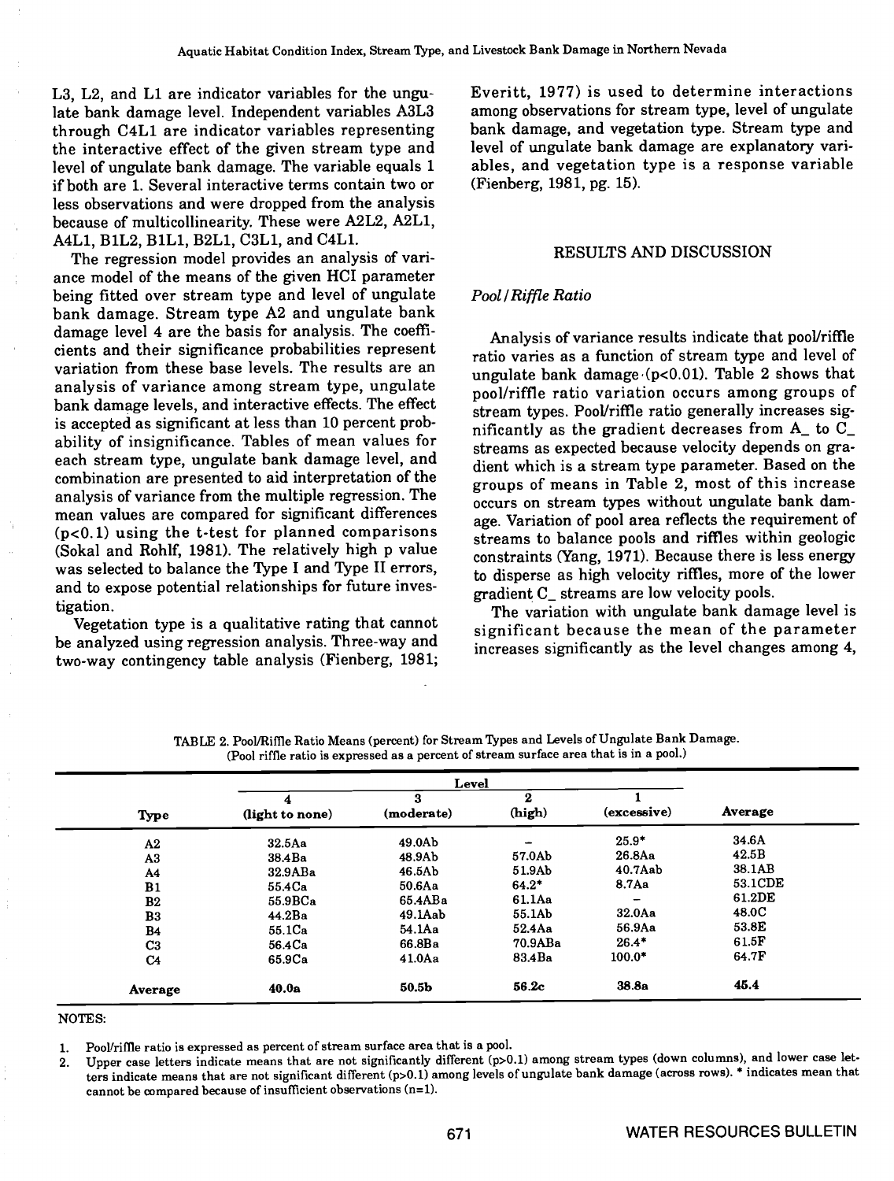L3, L2, and L1 are indicator variables for the ungulate bank damage level. Independent variables A3L3 through C4L1 are indicator variables representing the interactive effect of the given stream type and level of ungulate bank damage. The variable equals 1 if both are 1. Several interactive terms contain two or less observations and were dropped from the analysis because of multicollinearity. These were A2L2, A2L1, A4L1, B1L2, B1L1, B2L1, C3L1, and C4L1.

The regression model provides an analysis of variance model of the means of the given HCI parameter being fitted over stream type and level of ungulate bank damage. Stream type A2 and ungulate bank damage level 4 are the basis for analysis. The coefficients and their significance probabilities represent variation from these base levels. The results are an analysis of variance among stream type, ungulate bank damage levels, and interactive effects. The effect is accepted as significant at less than 10 percent probability of insignificance. Tables of mean values for each stream type, ungulate bank damage level, and combination are presented to aid interpretation of the analysis of variance from the multiple regression. The mean values are compared for significant differences ($p<0.1$) using the t-test for planned comparisons (Sokal and Rohlf, 1981). The relatively high p value was selected to balance the Type I and Type II errors, and to expose potential relationships for future investigation.

Vegetation type is a qualitative rating that cannot be analyzed using regression analysis. Three-way and two-way contingency table analysis (Fienberg, 1981; Everitt, 1977) is used to determine interactions among observations for stream type, level of ungulate bank damage, and vegetation type. Stream type and level of ungulate bank damage are explanatory variables, and vegetation type is a response variable (Fienberg, 1981, pg. 15).

## RESULTS AND DISCUSSION

### *Pool/Riffle Ratio*

Analysis of variance results indicate that pool/riffle ratio varies as a function of stream type and level of ungulate bank damage ($p<0.01$). Table 2 shows that pool/riffle ratio variation occurs among groups of stream types. Pool/riffle ratio generally increases significantly as the gradient decreases from A_ to C_ streams as expected because velocity depends on gradient which is a stream type parameter. Based on the groups of means in Table 2, most of this increase occurs on stream types without ungulate bank damage. Variation of pool area reflects the requirement of streams to balance pools and riffles within geologic constraints (Yang, 1971). Because there is less energy to disperse as high velocity riffles, more of the lower gradient C_ streams are low velocity pools.

The variation with ungulate bank damage level is significant because the mean of the parameter increases significantly as the level changes among 4,

TABLE 2. Pool/Riffle Ratio Means (percent) for Stream Types and Levels of Ungulate Bank Damage. (Pool riffle ratio is expressed as a percent of stream surface area that is in a pool.)

| | Level | | | | |
|---|---|---|---|---|---|
| Type | 4 (light to none) | 3 (moderate) | 2 (high) | 1 (excessive) | Average |
| A2 | 32.5Aa | 49.0Ab | – | 25.9* | 34.6A |
| A3 | 38.4Ba | 48.9Ab | 57.0Ab | 26.8Aa | 42.5B |
| A4 | 32.9ABa | 46.5Ab | 51.9Ab | 40.7Aab | 38.1AB |
| B1 | 55.4Ca | 50.6Aa | 64.2* | 8.7Aa | 53.1CDE |
| B2 | 55.9BCa | 65.4ABa | 61.1Aa | – | 61.2DE |
| B3 | 44.2Ba | 49.1Aab | 55.1Ab | 32.0Aa | 48.0C |
| B4 | 55.1Ca | 54.1Aa | 52.4Aa | 56.9Aa | 53.8E |
| C3 | 56.4Ca | 66.8Ba | 70.9ABa | 26.4* | 61.5F |
| C4 | 65.9Ca | 41.0Aa | 83.4Ba | 100.0* | 64.7F |
| **Average** | **40.0a** | **50.5b** | **56.2c** | **38.8a** | **45.4** |

NOTES:

1. Pool/riffle ratio is expressed as percent of stream surface area that is a pool.
2. Upper case letters indicate means that are not significantly different ($p>0.1$) among stream types (down columns), and lower case letters indicate means that are not significant different ($p>0.1$) among levels of ungulate bank damage (across rows). * indicates mean that cannot be compared because of insufficient observations ($n=1$).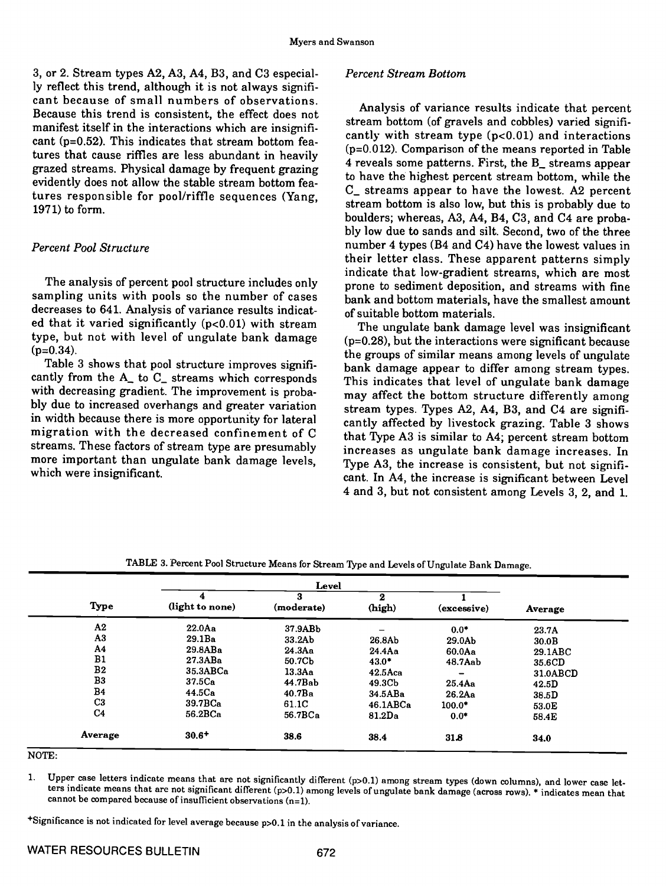3, or 2. Stream types A2, A3, A4, B3, and C3 especially reflect this trend, although it is not always significant because of small numbers of observations. Because this trend is consistent, the effect does not manifest itself in the interactions which are insignificant (p=0.52). This indicates that stream bottom features that cause riffles are less abundant in heavily grazed streams. Physical damage by frequent grazing evidently does not allow the stable stream bottom features responsible for pool/riffle sequences (Yang, 1971) to form.

### *Percent Pool Structure*

The analysis of percent pool structure includes only sampling units with pools so the number of cases decreases to 641. Analysis of variance results indicated that it varied significantly (p<0.01) with stream type, but not with level of ungulate bank damage (p=0.34).

Table 3 shows that pool structure improves significantly from the A_ to C_ streams which corresponds with decreasing gradient. The improvement is probably due to increased overhangs and greater variation in width because there is more opportunity for lateral migration with the decreased confinement of C streams. These factors of stream type are presumably more important than ungulate bank damage levels, which were insignificant.

### *Percent Stream Bottom*

Analysis of variance results indicate that percent stream bottom (of gravels and cobbles) varied significantly with stream type (p<0.01) and interactions (p=0.012). Comparison of the means reported in Table 4 reveals some patterns. First, the B_ streams appear to have the highest percent stream bottom, while the C_ streams appear to have the lowest. A2 percent stream bottom is also low, but this is probably due to boulders; whereas, A3, A4, B4, C3, and C4 are probably low due to sands and silt. Second, two of the three number 4 types (B4 and C4) have the lowest values in their letter class. These apparent patterns simply indicate that low-gradient streams, which are most prone to sediment deposition, and streams with fine bank and bottom materials, have the smallest amount of suitable bottom materials.

The ungulate bank damage level was insignificant (p=0.28), but the interactions were significant because the groups of similar means among levels of ungulate bank damage appear to differ among stream types. This indicates that level of ungulate bank damage may affect the bottom structure differently among stream types. Types A2, A4, B3, and C4 are significantly affected by livestock grazing. Table 3 shows that Type A3 is similar to A4; percent stream bottom increases as ungulate bank damage increases. In Type A3, the increase is consistent, but not significant. In A4, the increase is significant between Level 4 and 3, but not consistent among Levels 3, 2, and 1.

TABLE 3. Percent Pool Structure Means for Stream Type and Levels of Ungulate Bank Damage.

| Type | Level 4 (light to none) | Level 3 (moderate) | Level 2 (high) | Level 1 (excessive) | Average |
|---|---|---|---|---|---|
| A2 | 22.0Aa | 37.9ABb | – | 0.0* | 23.7A |
| A3 | 29.1Ba | 33.2Ab | 26.8Ab | 29.0Ab | 30.0B |
| A4 | 29.8ABa | 24.3Aa | 24.4Aa | 60.0Aa | 29.1ABC |
| B1 | 27.3ABa | 50.7Cb | 43.0* | 48.7Aab | 35.6CD |
| B2 | 35.3ABCa | 13.3Aa | 42.5Aca | – | 31.0ABCD |
| B3 | 37.5Ca | 44.7Bab | 49.3Cb | 25.4Aa | 42.5D |
| B4 | 44.5Ca | 40.7Ba | 34.5ABa | 26.2Aa | 38.5D |
| C3 | 39.7BCa | 61.1C | 46.1ABCa | 100.0* | 53.0E |
| C4 | 56.2BCa | 56.7BCa | 81.2Da | 0.0* | 58.4E |
| Average | 30.6+ | 38.6 | 38.4 | 31.8 | 34.0 |

NOTE:

1. Upper case letters indicate means that are not significantly different (p>0.1) among stream types (down columns), and lower case letters indicate means that are not significant different (p>0.1) among levels of ungulate bank damage (across rows). * indicates mean that cannot be compared because of insufficient observations (n=1).

+Significance is not indicated for level average because p>0.1 in the analysis of variance.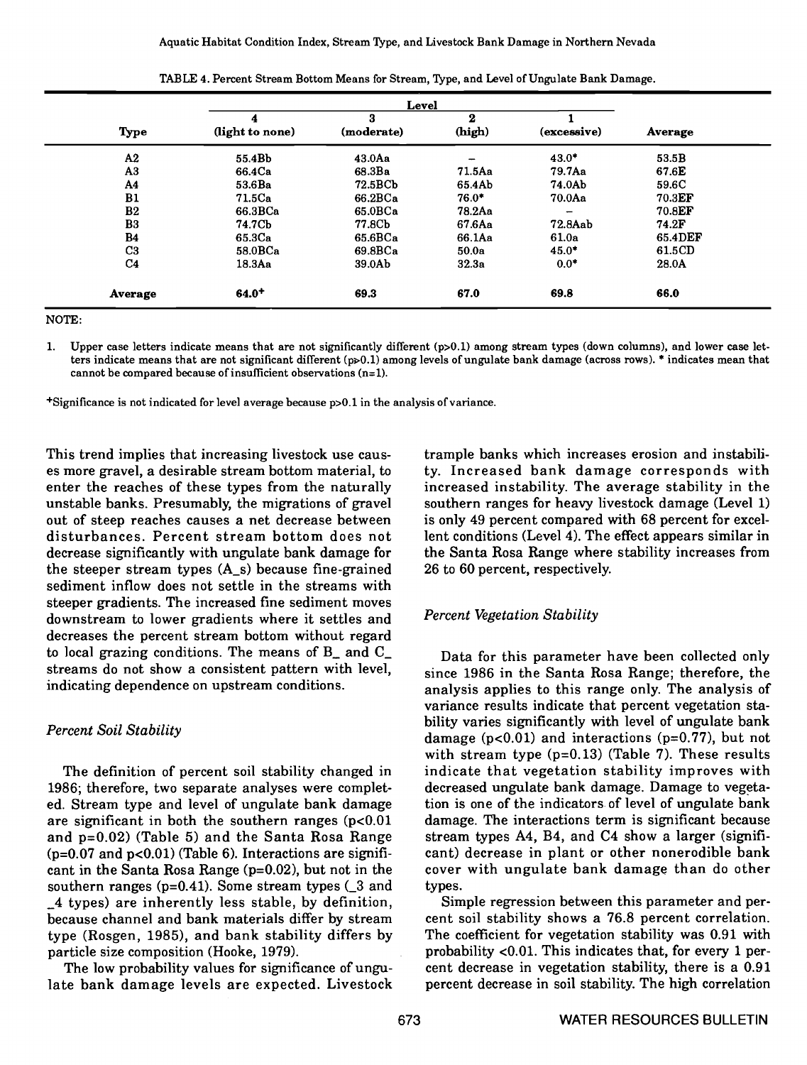TABLE 4. Percent Stream Bottom Means for Stream, Type, and Level of Ungulate Bank Damage.

| Type | Level | | | | Average |
|---|---|---|---|---|---|
| | 4 (light to none) | 3 (moderate) | 2 (high) | 1 (excessive) | |
| A2 | 55.4Bb | 43.0Aa | – | 43.0* | 53.5B |
| A3 | 66.4Ca | 68.3Ba | 71.5Aa | 79.7Aa | 67.6E |
| A4 | 53.6Ba | 72.5BCb | 65.4Ab | 74.0Ab | 59.6C |
| B1 | 71.5Ca | 66.2BCa | 76.0* | 70.0Aa | 70.3EF |
| B2 | 66.3BCa | 65.0BCa | 78.2Aa | – | 70.8EF |
| B3 | 74.7Cb | 77.8Cb | 67.6Aa | 72.8Aab | 74.2F |
| B4 | 65.3Ca | 65.6BCa | 66.1Aa | 61.0a | 65.4DEF |
| C3 | 58.0BCa | 69.8BCa | 50.0a | 45.0* | 61.5CD |
| C4 | 18.3Aa | 39.0Ab | 32.3a | 0.0* | 28.0A |
| **Average** | **64.0+** | **69.3** | **67.0** | **69.8** | **66.0** |

NOTE:

1. Upper case letters indicate means that are not significantly different (p>0.1) among stream types (down columns), and lower case letters indicate means that are not significant different (p>0.1) among levels of ungulate bank damage (across rows). * indicates mean that cannot be compared because of insufficient observations (n=1).

+Significance is not indicated for level average because p>0.1 in the analysis of variance.

This trend implies that increasing livestock use causes more gravel, a desirable stream bottom material, to enter the reaches of these types from the naturally unstable banks. Presumably, the migrations of gravel out of steep reaches causes a net decrease between disturbances. Percent stream bottom does not decrease significantly with ungulate bank damage for the steeper stream types (A_s) because fine-grained sediment inflow does not settle in the streams with steeper gradients. The increased fine sediment moves downstream to lower gradients where it settles and decreases the percent stream bottom without regard to local grazing conditions. The means of B_ and C_ streams do not show a consistent pattern with level, indicating dependence on upstream conditions.

### *Percent Soil Stability*

The definition of percent soil stability changed in 1986; therefore, two separate analyses were completed. Stream type and level of ungulate bank damage are significant in both the southern ranges ($p<0.01$ and $p=0.02$) (Table 5) and the Santa Rosa Range ($p=0.07$ and $p<0.01$) (Table 6). Interactions are significant in the Santa Rosa Range ($p=0.02$), but not in the southern ranges ($p=0.41$). Some stream types (_3 and _4 types) are inherently less stable, by definition, because channel and bank materials differ by stream type (Rosgen, 1985), and bank stability differs by particle size composition (Hooke, 1979).

The low probability values for significance of ungulate bank damage levels are expected. Livestock trample banks which increases erosion and instability. Increased bank damage corresponds with increased instability. The average stability in the southern ranges for heavy livestock damage (Level 1) is only 49 percent compared with 68 percent for excellent conditions (Level 4). The effect appears similar in the Santa Rosa Range where stability increases from 26 to 60 percent, respectively.

### *Percent Vegetation Stability*

Data for this parameter have been collected only since 1986 in the Santa Rosa Range; therefore, the analysis applies to this range only. The analysis of variance results indicate that percent vegetation stability varies significantly with level of ungulate bank damage ($p<0.01$) and interactions ($p=0.77$), but not with stream type ($p=0.13$) (Table 7). These results indicate that vegetation stability improves with decreased ungulate bank damage. Damage to vegetation is one of the indicators of level of ungulate bank damage. The interactions term is significant because stream types A4, B4, and C4 show a larger (significant) decrease in plant or other nonerodible bank cover with ungulate bank damage than do other types.

Simple regression between this parameter and percent soil stability shows a 76.8 percent correlation. The coefficient for vegetation stability was 0.91 with probability <0.01. This indicates that, for every 1 percent decrease in vegetation stability, there is a 0.91 percent decrease in soil stability. The high correlation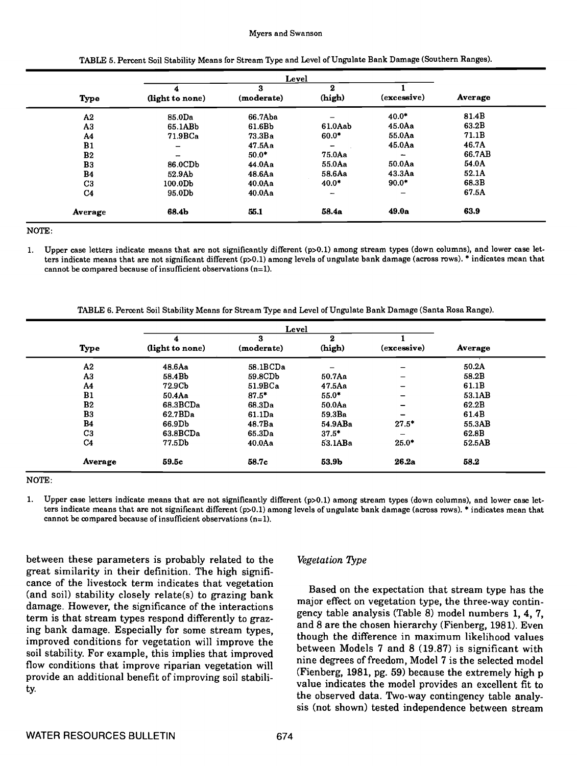TABLE 5. Percent Soil Stability Means for Stream Type and Level of Ungulate Bank Damage (Southern Ranges).

| | Level | | | | |
|---|---|---|---|---|---|
| Type | 4 (light to none) | 3 (moderate) | 2 (high) | 1 (excessive) | Average |
| A2 | 85.0Da | 66.7Aba | – | 40.0* | 81.4B |
| A3 | 65.1ABb | 61.6Bb | 61.0Aab | 45.0Aa | 63.2B |
| A4 | 71.9BCa | 73.3Ba | 60.0* | 55.0Aa | 71.1B |
| B1 | – | 47.5Aa | – | 45.0Aa | 46.7A |
| B2 | – | 50.0* | 75.0Aa | – | 66.7AB |
| B3 | 86.0CDb | 44.0Aa | 55.0Aa | 50.0Aa | 54.0A |
| B4 | 52.9Ab | 48.6Aa | 58.6Aa | 43.3Aa | 52.1A |
| C3 | 100.0Db | 40.0Aa | 40.0* | 90.0* | 68.3B |
| C4 | 95.0Db | 40.0Aa | – | – | 67.5A |
| **Average** | **68.4b** | **55.1** | **58.4a** | **49.0a** | **63.9** |

NOTE:

1. Upper case letters indicate means that are not significantly different (p>0.1) among stream types (down columns), and lower case letters indicate means that are not significant different (p>0.1) among levels of ungulate bank damage (across rows). * indicates mean that cannot be compared because of insufficient observations (n=1).

TABLE 6. Percent Soil Stability Means for Stream Type and Level of Ungulate Bank Damage (Santa Rosa Range).

| | Level | | | | |
|---|---|---|---|---|---|
| Type | 4 (light to none) | 3 (moderate) | 2 (high) | 1 (excessive) | Average |
| A2 | 48.6Aa | 58.1BCDa | – | – | 50.2A |
| A3 | 58.4Bb | 59.8CDb | 50.7Aa | – | 58.2B |
| A4 | 72.9Cb | 51.9BCa | 47.5Aa | – | 61.1B |
| B1 | 50.4Aa | 87.5* | 55.0* | – | 53.1AB |
| B2 | 68.3BCDa | 68.3Da | 50.0Aa | – | 62.2B |
| B3 | 62.7BDa | 61.1Da | 59.3Ba | – | 61.4B |
| B4 | 66.9Db | 48.7Ba | 54.9ABa | 27.5* | 55.3AB |
| C3 | 63.8BCDa | 65.3Da | 37.5* | – | 62.8B |
| C4 | 77.5Db | 40.0Aa | 53.1ABa | 25.0* | 52.5AB |
| **Average** | **59.5c** | **58.7c** | **53.9b** | **26.2a** | **58.2** |

NOTE:

1. Upper case letters indicate means that are not significantly different (p>0.1) among stream types (down columns), and lower case letters indicate means that are not significant different (p>0.1) among levels of ungulate bank damage (across rows). * indicates mean that cannot be compared because of insufficient observations (n=1).

between these parameters is probably related to the great similarity in their definition. The high significance of the livestock term indicates that vegetation (and soil) stability closely relate(s) to grazing bank damage. However, the significance of the interactions term is that stream types respond differently to grazing bank damage. Especially for some stream types, improved conditions for vegetation will improve the soil stability. For example, this implies that improved flow conditions that improve riparian vegetation will provide an additional benefit of improving soil stability.

*Vegetation Type*

Based on the expectation that stream type has the major effect on vegetation type, the three-way contingency table analysis (Table 8) model numbers 1, 4, 7, and 8 are the chosen hierarchy (Fienberg, 1981). Even though the difference in maximum likelihood values between Models 7 and 8 (19.87) is significant with nine degrees of freedom, Model 7 is the selected model (Fienberg, 1981, pg. 59) because the extremely high p value indicates the model provides an excellent fit to the observed data. Two-way contingency table analysis (not shown) tested independence between stream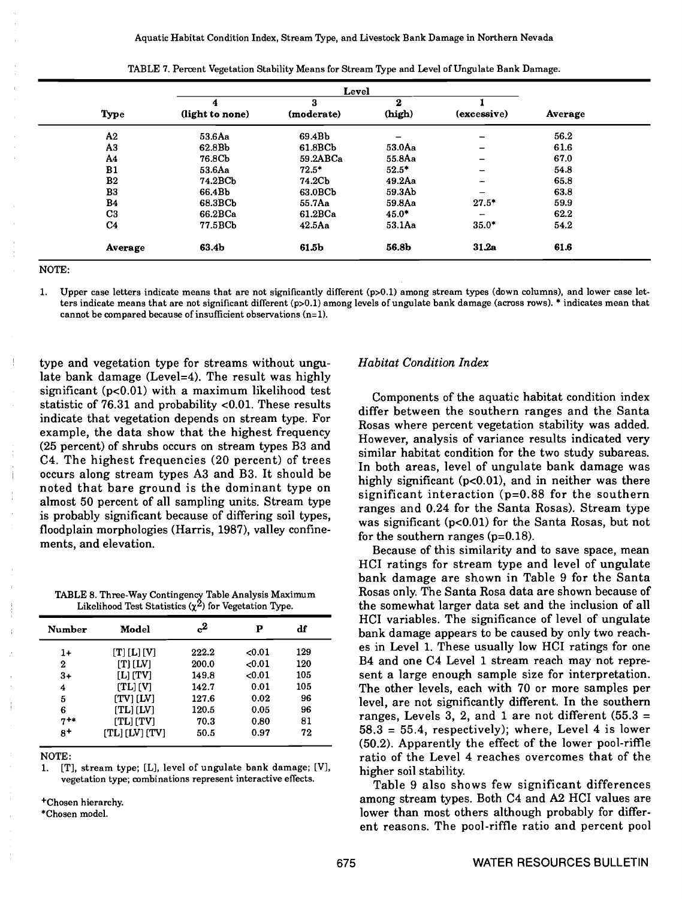TABLE 7. Percent Vegetation Stability Means for Stream Type and Level of Ungulate Bank Damage.

| Type | Level 4 (light to none) | 3 (moderate) | 2 (high) | 1 (excessive) | Average |
|---|---|---|---|---|---|
| A2 | 53.6Aa | 69.4Bb | – | – | 56.2 |
| A3 | 62.8Bb | 61.8BCb | 53.0Aa | – | 61.6 |
| A4 | 76.8Cb | 59.2ABCa | 55.8Aa | – | 67.0 |
| B1 | 53.6Aa | 72.5* | 52.5* | – | 54.8 |
| B2 | 74.2BCb | 74.2Cb | 49.2Aa | – | 65.8 |
| B3 | 66.4Bb | 63.0BCb | 59.3Ab | – | 63.8 |
| B4 | 68.3BCb | 55.7Aa | 59.8Aa | 27.5* | 59.9 |
| C3 | 66.2BCa | 61.2BCa | 45.0* | – | 62.2 |
| C4 | 77.5BCb | 42.5Aa | 53.1Aa | 35.0* | 54.2 |
| **Average** | **63.4b** | **61.5b** | **56.8b** | **31.2a** | **61.6** |

NOTE:

1. Upper case letters indicate means that are not significantly different (p>0.1) among stream types (down columns), and lower case letters indicate means that are not significant different (p>0.1) among levels of ungulate bank damage (across rows). * indicates mean that cannot be compared because of insufficient observations (n=1).

type and vegetation type for streams without ungulate bank damage (Level=4). The result was highly significant ($p<0.01$) with a maximum likelihood test statistic of 76.31 and probability <0.01. These results indicate that vegetation depends on stream type. For example, the data show that the highest frequency (25 percent) of shrubs occurs on stream types B3 and C4. The highest frequencies (20 percent) of trees occurs along stream types A3 and B3. It should be noted that bare ground is the dominant type on almost 50 percent of all sampling units. Stream type is probably significant because of differing soil types, floodplain morphologies (Harris, 1987), valley confinements, and elevation.

TABLE 8. Three-Way Contingency Table Analysis Maximum Likelihood Test Statistics ($\chi^2$) for Vegetation Type.

| Number | Model | $c^2$ | P | df |
|---|---|---|---|---|
| 1+ | [T] [L] [V] | 222.2 | <0.01 | 129 |
| 2 | [T] [LV] | 200.0 | <0.01 | 120 |
| 3+ | [L] [TV] | 149.8 | <0.01 | 105 |
| 4 | [TL] [V] | 142.7 | 0.01 | 105 |
| 5 | [TV] [LV] | 127.6 | 0.02 | 96 |
| 6 | [TL] [LV] | 120.5 | 0.05 | 96 |
| 7+* | [TL] [TV] | 70.3 | 0.80 | 81 |
| 8+ | [TL] [LV] [TV] | 50.5 | 0.97 | 72 |

NOTE:

1. [T], stream type; [L], level of ungulate bank damage; [V], vegetation type; combinations represent interactive effects.

+Chosen hierarchy.

*Chosen model.

*Habitat Condition Index*

Components of the aquatic habitat condition index differ between the southern ranges and the Santa Rosas where percent vegetation stability was added. However, analysis of variance results indicated very similar habitat condition for the two study subareas. In both areas, level of ungulate bank damage was highly significant ($p<0.01$), and in neither was there significant interaction ($p=0.88$ for the southern ranges and 0.24 for the Santa Rosas). Stream type was significant ($p<0.01$) for the Santa Rosas, but not for the southern ranges ($p=0.18$).

Because of this similarity and to save space, mean HCI ratings for stream type and level of ungulate bank damage are shown in Table 9 for the Santa Rosas only. The Santa Rosa data are shown because of the somewhat larger data set and the inclusion of all HCI variables. The significance of level of ungulate bank damage appears to be caused by only two reaches in Level 1. These usually low HCI ratings for one B4 and one C4 Level 1 stream reach may not represent a large enough sample size for interpretation. The other levels, each with 70 or more samples per level, are not significantly different. In the southern ranges, Levels 3, 2, and 1 are not different (55.3 = 58.3 = 55.4, respectively); where, Level 4 is lower (50.2). Apparently the effect of the lower pool-riffle ratio of the Level 4 reaches overcomes that of the higher soil stability.

Table 9 also shows few significant differences among stream types. Both C4 and A2 HCI values are lower than most others although probably for different reasons. The pool-riffle ratio and percent pool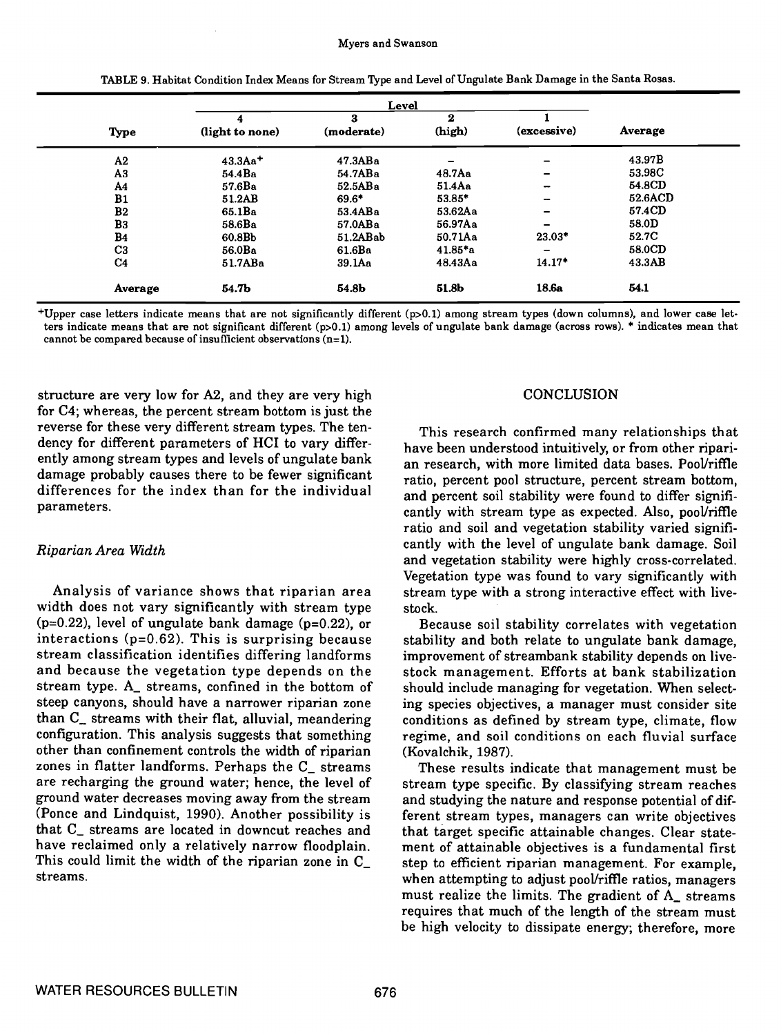TABLE 9. Habitat Condition Index Means for Stream Type and Level of Ungulate Bank Damage in the Santa Rosas.

| | Level | | | | |
|---|---|---|---|---|---|
| Type | 4 (light to none) | 3 (moderate) | 2 (high) | 1 (excessive) | Average |
| A2 | 43.3Aa+ | 47.3ABa | – | – | 43.97B |
| A3 | 54.4Ba | 54.7ABa | 48.7Aa | – | 53.98C |
| A4 | 57.6Ba | 52.5ABa | 51.4Aa | – | 54.8CD |
| B1 | 51.2AB | 69.6* | 53.85* | – | 52.6ACD |
| B2 | 65.1Ba | 53.4ABa | 53.62Aa | – | 57.4CD |
| B3 | 58.6Ba | 57.0ABa | 56.97Aa | – | 58.0D |
| B4 | 60.8Bb | 51.2ABab | 50.71Aa | 23.03* | 52.7C |
| C3 | 56.0Ba | 61.6Ba | 41.85*a | – | 58.0CD |
| C4 | 51.7ABa | 39.1Aa | 48.43Aa | 14.17* | 43.3AB |
| Average | 54.7b | 54.8b | 51.8b | 18.6a | 54.1 |

+Upper case letters indicate means that are not significantly different (p>0.1) among stream types (down columns), and lower case letters indicate means that are not significant different (p>0.1) among levels of ungulate bank damage (across rows). * indicates mean that cannot be compared because of insufficient observations (n=1).

structure are very low for A2, and they are very high for C4; whereas, the percent stream bottom is just the reverse for these very different stream types. The tendency for different parameters of HCI to vary differently among stream types and levels of ungulate bank damage probably causes there to be fewer significant differences for the index than for the individual parameters.

### *Riparian Area Width*

Analysis of variance shows that riparian area width does not vary significantly with stream type (p=0.22), level of ungulate bank damage (p=0.22), or interactions (p=0.62). This is surprising because stream classification identifies differing landforms and because the vegetation type depends on the stream type. A_ streams, confined in the bottom of steep canyons, should have a narrower riparian zone than C_ streams with their flat, alluvial, meandering configuration. This analysis suggests that something other than confinement controls the width of riparian zones in flatter landforms. Perhaps the C_ streams are recharging the ground water; hence, the level of ground water decreases moving away from the stream (Ponce and Lindquist, 1990). Another possibility is that C_ streams are located in downcut reaches and have reclaimed only a relatively narrow floodplain. This could limit the width of the riparian zone in C_ streams.

## CONCLUSION

This research confirmed many relationships that have been understood intuitively, or from other riparian research, with more limited data bases. Pool/riffle ratio, percent pool structure, percent stream bottom, and percent soil stability were found to differ significantly with stream type as expected. Also, pool/riffle ratio and soil and vegetation stability varied significantly with the level of ungulate bank damage. Soil and vegetation stability were highly cross-correlated. Vegetation type was found to vary significantly with stream type with a strong interactive effect with livestock.

Because soil stability correlates with vegetation stability and both relate to ungulate bank damage, improvement of streambank stability depends on livestock management. Efforts at bank stabilization should include managing for vegetation. When selecting species objectives, a manager must consider site conditions as defined by stream type, climate, flow regime, and soil conditions on each fluvial surface (Kovalchik, 1987).

These results indicate that management must be stream type specific. By classifying stream reaches and studying the nature and response potential of different stream types, managers can write objectives that target specific attainable changes. Clear statement of attainable objectives is a fundamental first step to efficient riparian management. For example, when attempting to adjust pool/riffle ratios, managers must realize the limits. The gradient of A_ streams requires that much of the length of the stream must be high velocity to dissipate energy; therefore, more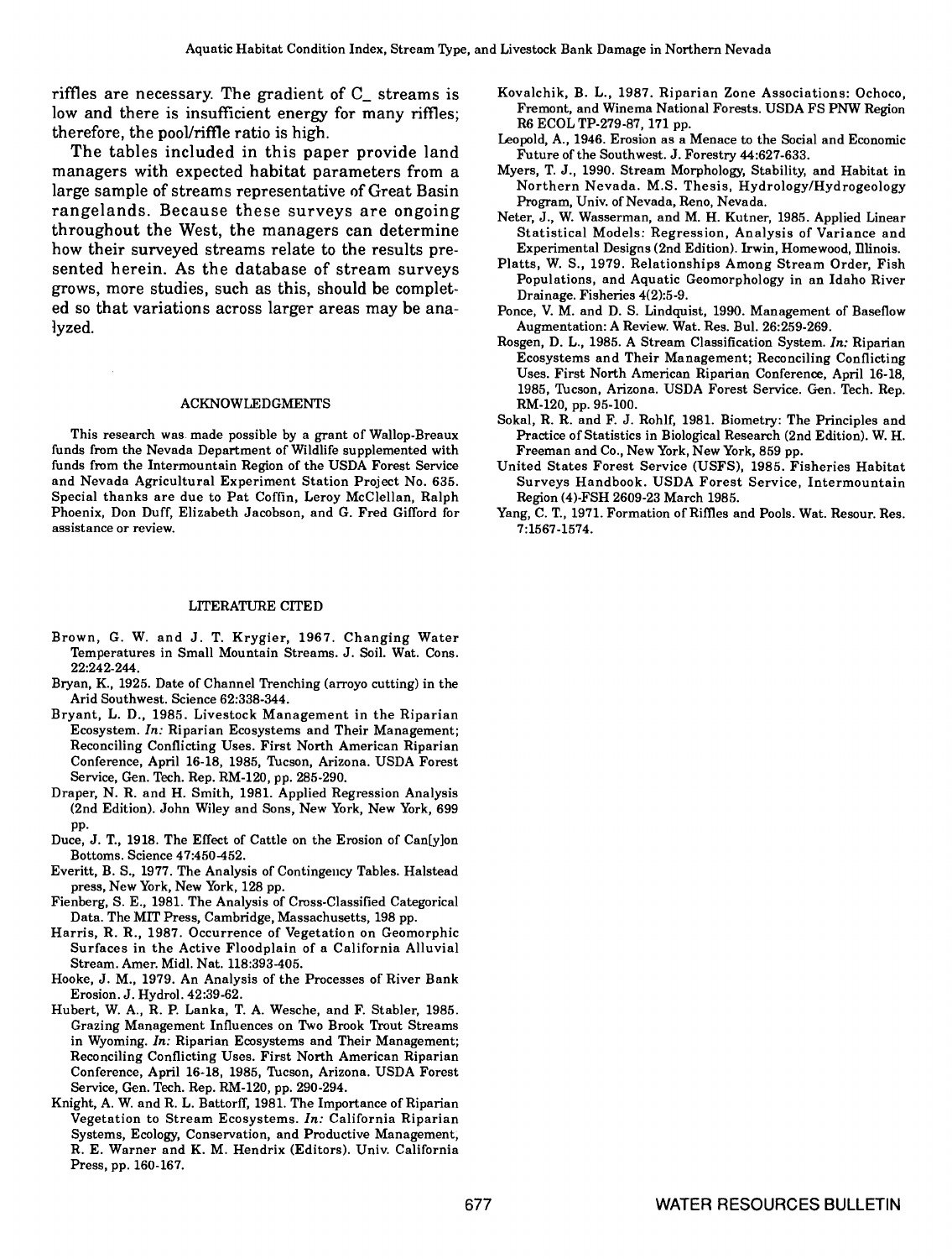riffles are necessary. The gradient of C_ streams is low and there is insufficient energy for many riffles; therefore, the pool/riffle ratio is high.

The tables included in this paper provide land managers with expected habitat parameters from a large sample of streams representative of Great Basin rangelands. Because these surveys are ongoing throughout the West, the managers can determine how their surveyed streams relate to the results presented herein. As the database of stream surveys grows, more studies, such as this, should be completed so that variations across larger areas may be analyzed.

## ACKNOWLEDGMENTS

This research was made possible by a grant of Wallop-Breaux funds from the Nevada Department of Wildlife supplemented with funds from the Intermountain Region of the USDA Forest Service and Nevada Agricultural Experiment Station Project No. 635. Special thanks are due to Pat Coffin, Leroy McClellan, Ralph Phoenix, Don Duff, Elizabeth Jacobson, and G. Fred Gifford for assistance or review.

## LITERATURE CITED

Brown, G. W. and J. T. Krygier, 1967. Changing Water Temperatures in Small Mountain Streams. J. Soil. Wat. Cons. 22:242-244.

Bryan, K., 1925. Date of Channel Trenching (arroyo cutting) in the Arid Southwest. Science 62:338-344.

Bryant, L. D., 1985. Livestock Management in the Riparian Ecosystem. *In:* Riparian Ecosystems and Their Management; Reconciling Conflicting Uses. First North American Riparian Conference, April 16-18, 1985, Tucson, Arizona. USDA Forest Service, Gen. Tech. Rep. RM-120, pp. 285-290.

Draper, N. R. and H. Smith, 1981. Applied Regression Analysis (2nd Edition). John Wiley and Sons, New York, New York, 699 pp.

Duce, J. T., 1918. The Effect of Cattle on the Erosion of Can[y]on Bottoms. Science 47:450-452.

Everitt, B. S., 1977. The Analysis of Contingency Tables. Halstead press, New York, New York, 128 pp.

Fienberg, S. E., 1981. The Analysis of Cross-Classified Categorical Data. The MIT Press, Cambridge, Massachusetts, 198 pp.

Harris, R. R., 1987. Occurrence of Vegetation on Geomorphic Surfaces in the Active Floodplain of a California Alluvial Stream. Amer. Midl. Nat. 118:393-405.

Hooke, J. M., 1979. An Analysis of the Processes of River Bank Erosion. J. Hydrol. 42:39-62.

Hubert, W. A., R. P. Lanka, T. A. Wesche, and F. Stabler, 1985. Grazing Management Influences on Two Brook Trout Streams in Wyoming. *In:* Riparian Ecosystems and Their Management; Reconciling Conflicting Uses. First North American Riparian Conference, April 16-18, 1985, Tucson, Arizona. USDA Forest Service, Gen. Tech. Rep. RM-120, pp. 290-294.

Knight, A. W. and R. L. Battorff, 1981. The Importance of Riparian Vegetation to Stream Ecosystems. *In:* California Riparian Systems, Ecology, Conservation, and Productive Management, R. E. Warner and K. M. Hendrix (Editors). Univ. California Press, pp. 160-167.

Kovalchik, B. L., 1987. Riparian Zone Associations: Ochoco, Fremont, and Winema National Forests. USDA FS PNW Region R6 ECOL TP-279-87, 171 pp.

Leopold, A., 1946. Erosion as a Menace to the Social and Economic Future of the Southwest. J. Forestry 44:627-633.

Myers, T. J., 1990. Stream Morphology, Stability, and Habitat in Northern Nevada. M.S. Thesis, Hydrology/Hydrogeology Program, Univ. of Nevada, Reno, Nevada.

Neter, J., W. Wasserman, and M. H. Kutner, 1985. Applied Linear Statistical Models: Regression, Analysis of Variance and Experimental Designs (2nd Edition). Irwin, Homewood, Illinois.

Platts, W. S., 1979. Relationships Among Stream Order, Fish Populations, and Aquatic Geomorphology in an Idaho River Drainage. Fisheries 4(2):5-9.

Ponce, V. M. and D. S. Lindquist, 1990. Management of Baseflow Augmentation: A Review. Wat. Res. Bul. 26:259-269.

Rosgen, D. L., 1985. A Stream Classification System. *In:* Riparian Ecosystems and Their Management; Reconciling Conflicting Uses. First North American Riparian Conference, April 16-18, 1985, Tucson, Arizona. USDA Forest Service. Gen. Tech. Rep. RM-120, pp. 95-100.

Sokal, R. R. and F. J. Rohlf, 1981. Biometry: The Principles and Practice of Statistics in Biological Research (2nd Edition). W. H. Freeman and Co., New York, New York, 859 pp.

United States Forest Service (USFS), 1985. Fisheries Habitat Surveys Handbook. USDA Forest Service, Intermountain Region (4)-FSH 2609-23 March 1985.

Yang, C. T., 1971. Formation of Riffles and Pools. Wat. Resour. Res. 7:1567-1574.